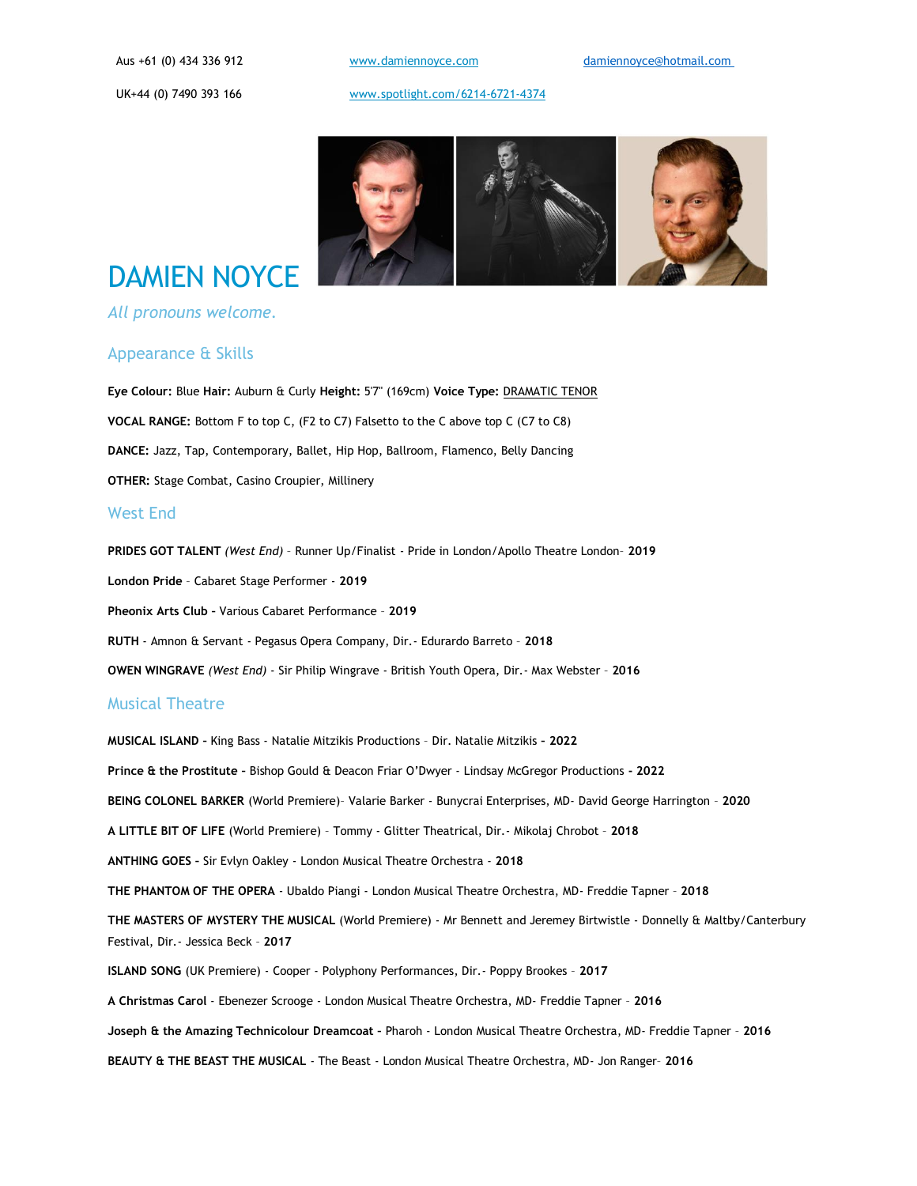Aus +61 (0) 434 336 912 | www.damiennoyce.com | damiennoyce@hotmail.com

UK+44 (0) 7490 393 166 | www.spotlight.com/6214-6721-4374

# DAMIEN NOYCE

*All pronouns welcome.*

## Appearance & Skills

**Eye Colour:** Blue **Hair:** Auburn & Curly **Height:** 5'7" (169cm) **Voice Type:** DRAMATIC TENOR

**VOCAL RANGE:** Bottom F to top C, (F2 to C7) Falsetto to the C above top C (C7 to C8)

**DANCE:** Jazz, Tap, Contemporary, Ballet, Hip Hop, Ballroom, Flamenco, Belly Dancing

**OTHER:** Stage Combat, Casino Croupier, Millinery

## West End

**PRIDES GOT TALENT** *(West End)* – Runner Up/Finalist - Pride in London/Apollo Theatre London– **2019**

**London Pride** – Cabaret Stage Performer - **2019**

**Pheonix Arts Club -** Various Cabaret Performance – **2019**

**RUTH** - Amnon & Servant - Pegasus Opera Company, Dir.- Edurardo Barreto – **2018**

**OWEN WINGRAVE** *(West End)* - Sir Philip Wingrave - British Youth Opera, Dir.- Max Webster – **2016**

## Musical Theatre

**MUSICAL ISLAND -** King Bass - Natalie Mitzikis Productions – Dir. Natalie Mitzikis **- 2022**

**Prince & the Prostitute -** Bishop Gould & Deacon Friar O'Dwyer - Lindsay McGregor Productions **- 2022**

**BEING COLONEL BARKER** (World Premiere)– Valarie Barker - Bunycrai Enterprises, MD- David George Harrington – **2020**

**A LITTLE BIT OF LIFE** (World Premiere) – Tommy - Glitter Theatrical, Dir.- Mikolaj Chrobot – **2018**

**ANTHING GOES -** Sir Evlyn Oakley - London Musical Theatre Orchestra - **2018**

**THE PHANTOM OF THE OPERA** - Ubaldo Piangi - London Musical Theatre Orchestra, MD- Freddie Tapner – **2018**

**THE MASTERS OF MYSTERY THE MUSICAL** (World Premiere) - Mr Bennett and Jeremey Birtwistle - Donnelly & Maltby/Canterbury Festival, Dir.- Jessica Beck – **2017**

**ISLAND SONG** (UK Premiere) - Cooper - Polyphony Performances, Dir.- Poppy Brookes – **2017**

**A Christmas Carol** - Ebenezer Scrooge - London Musical Theatre Orchestra, MD- Freddie Tapner – **2016**

**Joseph & the Amazing Technicolour Dreamcoat -** Pharoh - London Musical Theatre Orchestra, MD- Freddie Tapner – **2016**

**BEAUTY & THE BEAST THE MUSICAL** - The Beast - London Musical Theatre Orchestra, MD- Jon Ranger– **2016**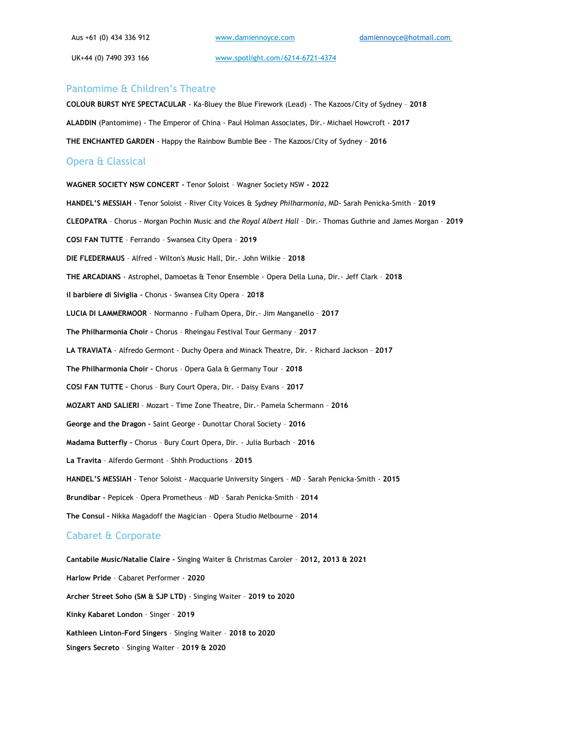Aus +61 (0) 434 336 912 | www.damiennoyce.com | damiennoyce@hotmail.com

UK+44 (0) 7490 393 166 | www.spotlight.com/6214-6721-4374

## Pantomime & Children's Theatre

**COLOUR BURST NYE SPECTACULAR** - Ka-Bluey the Blue Firework (Lead) - The Kazoos/City of Sydney – **2018**

**ALADDIN** (Pantomime) - The Emperor of China - Paul Holman Associates, Dir.- Michael Howcroft - **2017**

**THE ENCHANTED GARDEN** - Happy the Rainbow Bumble Bee - The Kazoos/City of Sydney – **2016**

## Opera & Classical

**WAGNER SOCIETY NSW CONCERT -** Tenor Soloist – Wagner Society NSW **- 2022**

**HANDEL'S MESSIAH** - Tenor Soloist - River City Voices & *Sydney Philharmonia*, MD- Sarah Penicka-Smith – **2019**

**CLEOPATRA** – Chorus - Morgan Pochin Music and *the Royal Albert Hall* – Dir.- Thomas Guthrie and James Morgan – **2019**

**COSI FAN TUTTE** – Ferrando – Swansea City Opera – **2019**

**DIE FLEDERMAUS** – Alfred - Wilton's Music Hall, Dir.- John Wilkie – **2018**

**THE ARCADIANS** - Astrophel, Damoetas & Tenor Ensemble - Opera Della Luna, Dir.- Jeff Clark – **2018**

**il barbiere di Siviglia -** Chorus - Swansea City Opera – **2018**

**LUCIA DI LAMMERMOOR** – Normanno - Fulham Opera, Dir.- Jim Manganello – **2017**

**The Philharmonia Choir -** Chorus – Rheingau Festival Tour Germany – **2017**

**LA TRAVIATA** - Alfredo Germont - Duchy Opera and Minack Theatre, Dir. - Richard Jackson – **2017**

**The Philharmonia Choir -** Chorus – Opera Gala & Germany Tour – **2018**

**COSI FAN TUTTE -** Chorus – Bury Court Opera, Dir. - Daisy Evans – **2017**

**MOZART AND SALIERI** – Mozart - Time Zone Theatre, Dir.- Pamela Schermann – **2016**

**George and the Dragon -** Saint George - Dunottar Choral Society – **2016**

**Madama Butterfly -** Chorus - Bury Court Opera, Dir. - Julia Burbach – **2016**

**La Travita** – Alferdo Germont – Shhh Productions – **2015**

**HANDEL'S MESSIAH** - Tenor Soloist - Macquarie University Singers – MD – Sarah Penicka-Smith - **2015**

**Brundibar -** Pepicek – Opera Prometheus – MD – Sarah Penicka-Smith – **2014**

**The Consul -** Nikka Magadoff the Magician – Opera Studio Melbourne – **2014**

## Cabaret & Corporate

**Cantabile Music/Natalie Claire -** Singing Waiter & Christmas Caroler – **2012, 2013 & 2021**

**Harlow Pride** – Cabaret Performer - **2020**

**Archer Street Soho (SM & SJP LTD)** - Singing Waiter – **2019 to 2020**

**Kinky Kabaret London** – Singer – **2019**

**Kathleen Linton-Ford Singers** – Singing Waiter – **2018 to 2020**

**Singers Secreto** – Singing Waiter – **2019 & 2020**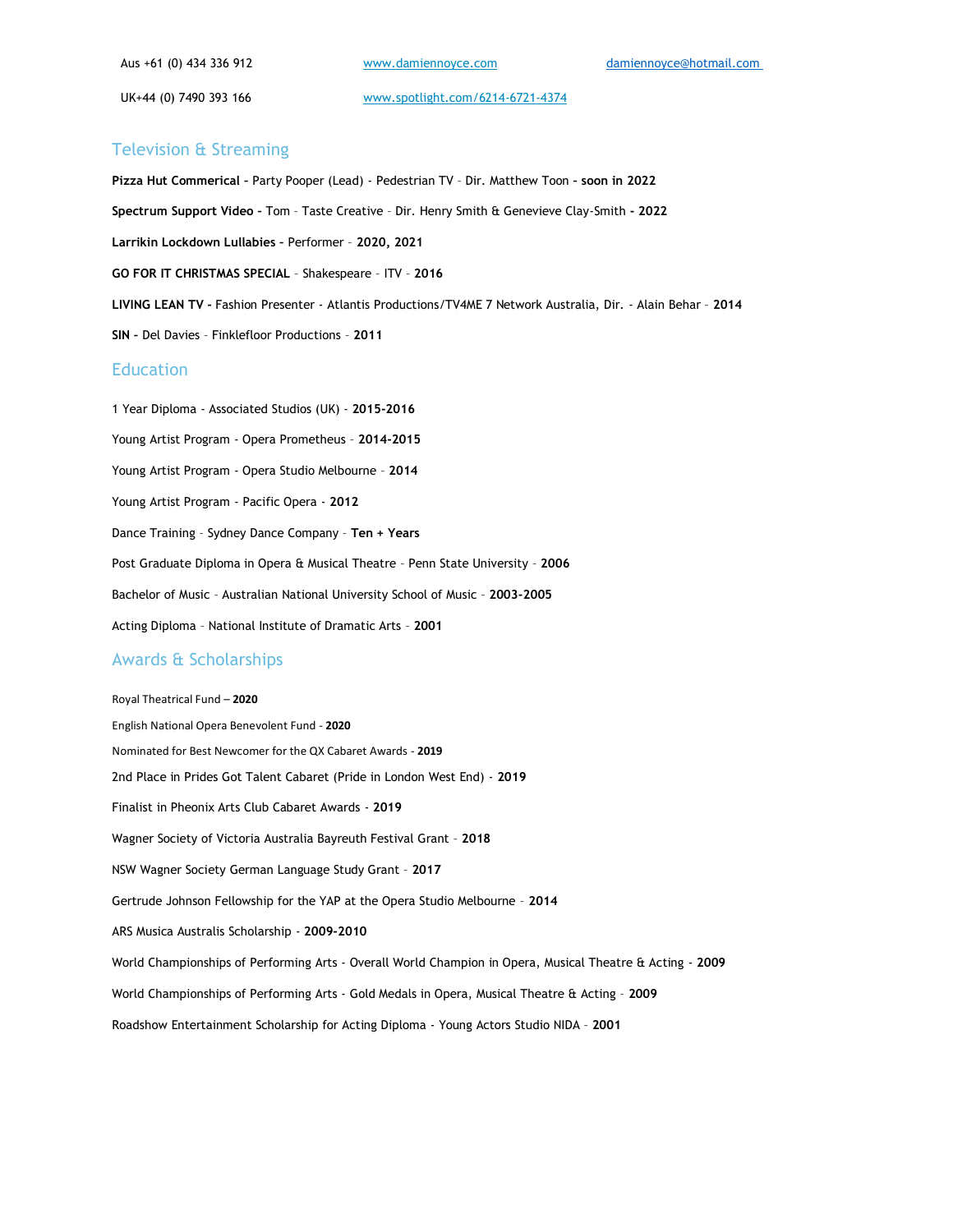Aus +61 (0) 434 336 912    www.damiennoyce.com    damiennoyce@hotmail.com

UK+44 (0) 7490 393 166    www.spotlight.com/6214-6721-4374

## Television & Streaming

**Pizza Hut Commerical -** Party Pooper (Lead) - Pedestrian TV – Dir. Matthew Toon **- soon in 2022**

**Spectrum Support Video -** Tom – Taste Creative – Dir. Henry Smith & Genevieve Clay-Smith **- 2022**

**Larrikin Lockdown Lullabies -** Performer – **2020, 2021**

**GO FOR IT CHRISTMAS SPECIAL** – Shakespeare – ITV – **2016**

**LIVING LEAN TV -** Fashion Presenter - Atlantis Productions/TV4ME 7 Network Australia, Dir. - Alain Behar – **2014**

**SIN -** Del Davies – Finklefloor Productions – **2011**

## Education

1 Year Diploma - Associated Studios (UK) - **2015-2016**

Young Artist Program - Opera Prometheus – **2014-2015**

Young Artist Program - Opera Studio Melbourne – **2014**

Young Artist Program - Pacific Opera - **2012**

Dance Training – Sydney Dance Company – **Ten + Years**

Post Graduate Diploma in Opera & Musical Theatre – Penn State University – **2006**

Bachelor of Music – Australian National University School of Music – **2003-2005**

Acting Diploma – National Institute of Dramatic Arts – **2001**

## Awards & Scholarships

Royal Theatrical Fund – **2020**

English National Opera Benevolent Fund - **2020**

Nominated for Best Newcomer for the QX Cabaret Awards - **2019**

2nd Place in Prides Got Talent Cabaret (Pride in London West End) - **2019**

Finalist in Pheonix Arts Club Cabaret Awards - **2019**

Wagner Society of Victoria Australia Bayreuth Festival Grant – **2018**

NSW Wagner Society German Language Study Grant – **2017**

Gertrude Johnson Fellowship for the YAP at the Opera Studio Melbourne – **2014**

ARS Musica Australis Scholarship - **2009-2010**

World Championships of Performing Arts - Overall World Champion in Opera, Musical Theatre & Acting - **2009**

World Championships of Performing Arts - Gold Medals in Opera, Musical Theatre & Acting – **2009**

Roadshow Entertainment Scholarship for Acting Diploma - Young Actors Studio NIDA – **2001**